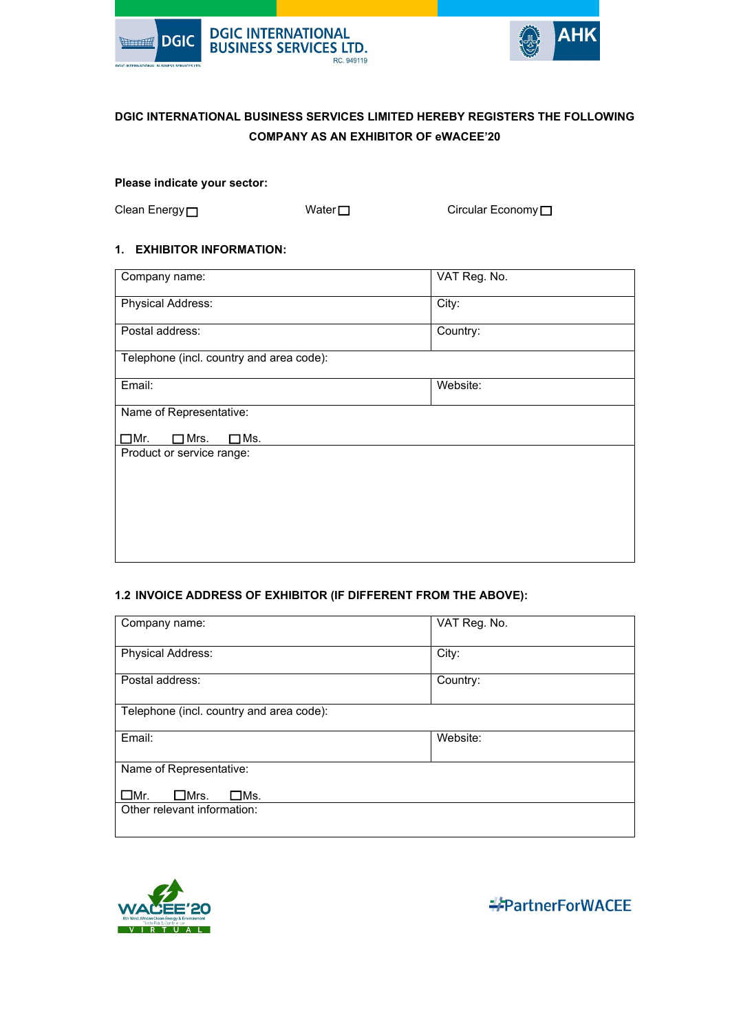DGIC INTERNATIONAL BUSINESS SERVICES LTD.
RC. 949119

**DGIC INTERNATIONAL BUSINESS SERVICES LIMITED HEREBY REGISTERS THE FOLLOWING COMPANY AS AN EXHIBITOR OF eWACEE'20**

**Please indicate your sector:**

Clean Energy ☐ Water ☐ Circular Economy ☐

**1. EXHIBITOR INFORMATION:**

| Company name: | VAT Reg. No. |
|---|---|
| Physical Address: | City: |
| Postal address: | Country: |
| Telephone (incl. country and area code): | |
| Email: | Website: |
| Name of Representative:<br><br>☐Mr. ☐Mrs. ☐Ms. | |
| Product or service range: | |

**1.2 INVOICE ADDRESS OF EXHIBITOR (IF DIFFERENT FROM THE ABOVE):**

| Company name: | VAT Reg. No. |
|---|---|
| Physical Address: | City: |
| Postal address: | Country: |
| Telephone (incl. country and area code): | |
| Email: | Website: |
| Name of Representative:<br><br>☐Mr. ☐Mrs. ☐Ms. | |
| Other relevant information: | |

#PartnerForWACEE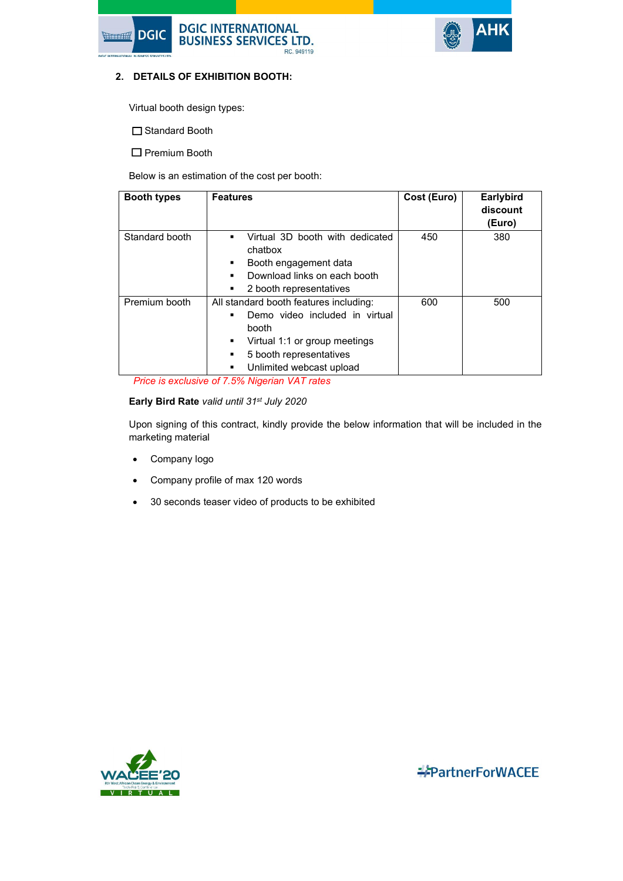## 2. DETAILS OF EXHIBITION BOOTH:

Virtual booth design types:

☐ Standard Booth

☐ Premium Booth

Below is an estimation of the cost per booth:

| Booth types | Features | Cost (Euro) | Earlybird discount (Euro) |
|---|---|---|---|
| Standard booth | ▪ Virtual 3D booth with dedicated chatbox<br>▪ Booth engagement data<br>▪ Download links on each booth<br>▪ 2 booth representatives | 450 | 380 |
| Premium booth | All standard booth features including:<br>▪ Demo video included in virtual booth<br>▪ Virtual 1:1 or group meetings<br>▪ 5 booth representatives<br>▪ Unlimited webcast upload | 600 | 500 |

*Price is exclusive of 7.5% Nigerian VAT rates*

**Early Bird Rate** *valid until 31st July 2020*

Upon signing of this contract, kindly provide the below information that will be included in the marketing material

- Company logo
- Company profile of max 120 words
- 30 seconds teaser video of products to be exhibited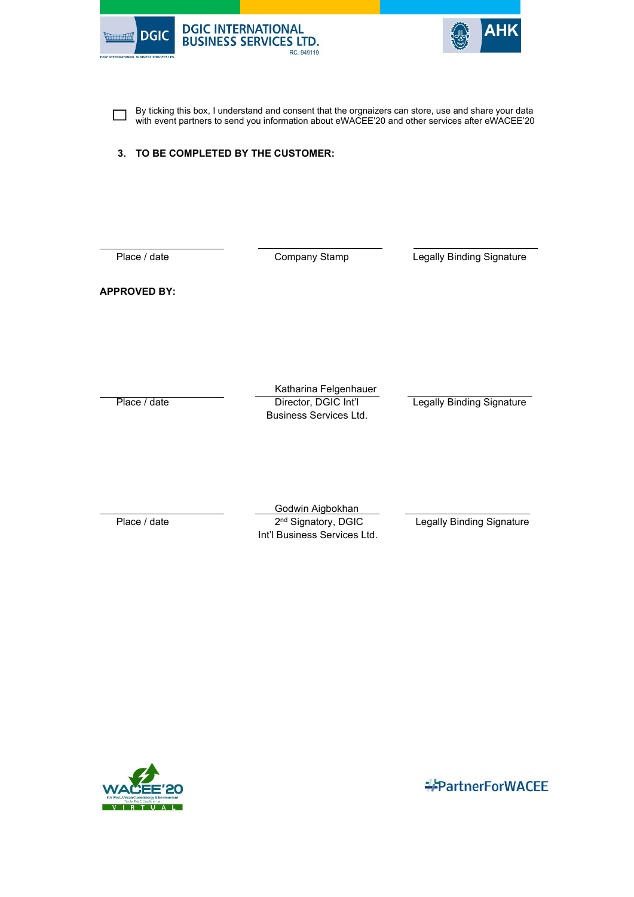☐ By ticking this box, I understand and consent that the orgnaizers can store, use and share your data with event partners to send you information about eWACEE'20 and other services after eWACEE'20

### 3. TO BE COMPLETED BY THE CUSTOMER:

| Place / date | Company Stamp | Legally Binding Signature |
|---|---|---|

**APPROVED BY:**

| Place / date | Katharina Felgenhauer<br>Director, DGIC Int'l Business Services Ltd. | Legally Binding Signature |
|---|---|---|

| Place / date | Godwin Aigbokhan<br>2nd Signatory, DGIC Int'l Business Services Ltd. | Legally Binding Signature |
|---|---|---|

#PartnerForWACEE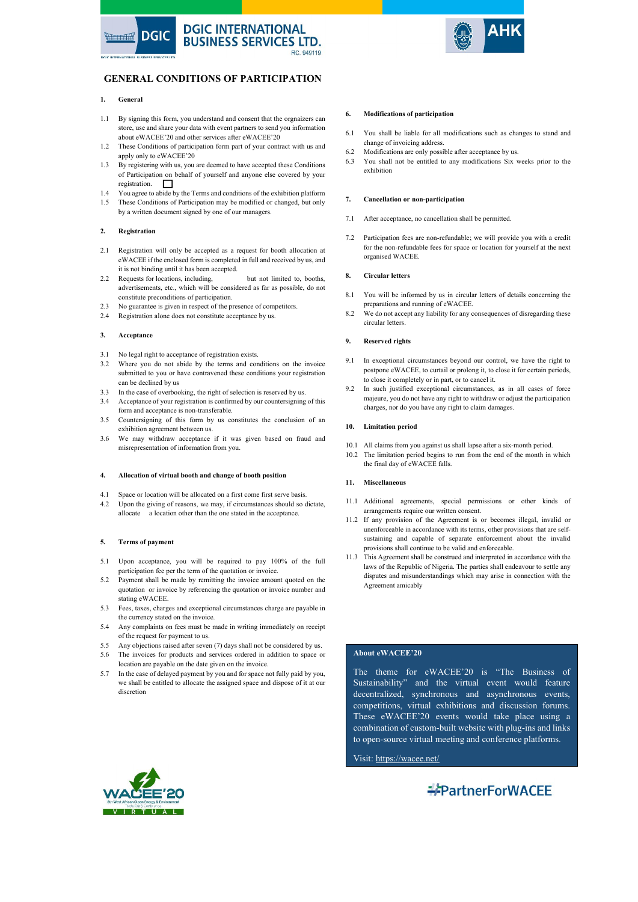DGIC INTERNATIONAL BUSINESS SERVICES LTD.
RC. 949119

AHK

# GENERAL CONDITIONS OF PARTICIPATION

## 1. General

1.1 By signing this form, you understand and consent that the orgnaizers can store, use and share your data with event partners to send you information about eWACEE'20 and other services after eWACEE'20

1.2 These Conditions of participation form part of your contract with us and apply only to eWACEE'20

1.3 By registering with us, you are deemed to have accepted these Conditions of Participation on behalf of yourself and anyone else covered by your registration. ☐

1.4 You agree to abide by the Terms and conditions of the exhibition platform

1.5 These Conditions of Participation may be modified or changed, but only by a written document signed by one of our managers.

## 2. Registration

2.1 Registration will only be accepted as a request for booth allocation at eWACEE if the enclosed form is completed in full and received by us, and it is not binding until it has been accepted.

2.2 Requests for locations, including, but not limited to, booths, advertisements, etc., which will be considered as far as possible, do not constitute preconditions of participation.

2.3 No guarantee is given in respect of the presence of competitors.

2.4 Registration alone does not constitute acceptance by us.

## 3. Acceptance

3.1 No legal right to acceptance of registration exists.

3.2 Where you do not abide by the terms and conditions on the invoice submitted to you or have contravened these conditions your registration can be declined by us

3.3 In the case of overbooking, the right of selection is reserved by us.

3.4 Acceptance of your registration is confirmed by our countersigning of this form and acceptance is non-transferable.

3.5 Countersigning of this form by us constitutes the conclusion of an exhibition agreement between us.

3.6 We may withdraw acceptance if it was given based on fraud and misrepresentation of information from you.

## 4. Allocation of virtual booth and change of booth position

4.1 Space or location will be allocated on a first come first serve basis.

4.2 Upon the giving of reasons, we may, if circumstances should so dictate, allocate a location other than the one stated in the acceptance.

## 5. Terms of payment

5.1 Upon acceptance, you will be required to pay 100% of the full participation fee per the term of the quotation or invoice.

5.2 Payment shall be made by remitting the invoice amount quoted on the quotation or invoice by referencing the quotation or invoice number and stating eWACEE.

5.3 Fees, taxes, charges and exceptional circumstances charge are payable in the currency stated on the invoice.

5.4 Any complaints on fees must be made in writing immediately on receipt of the request for payment to us.

5.5 Any objections raised after seven (7) days shall not be considered by us.

5.6 The invoices for products and services ordered in addition to space or location are payable on the date given on the invoice.

5.7 In the case of delayed payment by you and for space not fully paid by you, we shall be entitled to allocate the assigned space and dispose of it at our discretion

## 6. Modifications of participation

6.1 You shall be liable for all modifications such as changes to stand and change of invoicing address.

6.2 Modifications are only possible after acceptance by us.

6.3 You shall not be entitled to any modifications Six weeks prior to the exhibition

## 7. Cancellation or non-participation

7.1 After acceptance, no cancellation shall be permitted.

7.2 Participation fees are non-refundable; we will provide you with a credit for the non-refundable fees for space or location for yourself at the next organised WACEE.

## 8. Circular letters

8.1 You will be informed by us in circular letters of details concerning the preparations and running of eWACEE.

8.2 We do not accept any liability for any consequences of disregarding these circular letters.

## 9. Reserved rights

9.1 In exceptional circumstances beyond our control, we have the right to postpone eWACEE, to curtail or prolong it, to close it for certain periods, to close it completely or in part, or to cancel it.

9.2 In such justified exceptional circumstances, as in all cases of force majeure, you do not have any right to withdraw or adjust the participation charges, nor do you have any right to claim damages.

## 10. Limitation period

10.1 All claims from you against us shall lapse after a six-month period.

10.2 The limitation period begins to run from the end of the month in which the final day of eWACEE falls.

## 11. Miscellaneous

11.1 Additional agreements, special permissions or other kinds of arrangements require our written consent.

11.2 If any provision of the Agreement is or becomes illegal, invalid or unenforceable in accordance with its terms, other provisions that are self-sustaining and capable of separate enforcement about the invalid provisions shall continue to be valid and enforceable.

11.3 This Agreement shall be construed and interpreted in accordance with the laws of the Republic of Nigeria. The parties shall endeavour to settle any disputes and misunderstandings which may arise in connection with the Agreement amicably

**About eWACEE'20**

The theme for eWACEE'20 is "The Business of Sustainability" and the virtual event would feature decentralized, synchronous and asynchronous events, competitions, virtual exhibitions and discussion forums. These eWACEE'20 events would take place using a combination of custom-built website with plug-ins and links to open-source virtual meeting and conference platforms.

Visit: https://wacee.net/

WACEE'20 VIRTUAL

#PartnerForWACEE